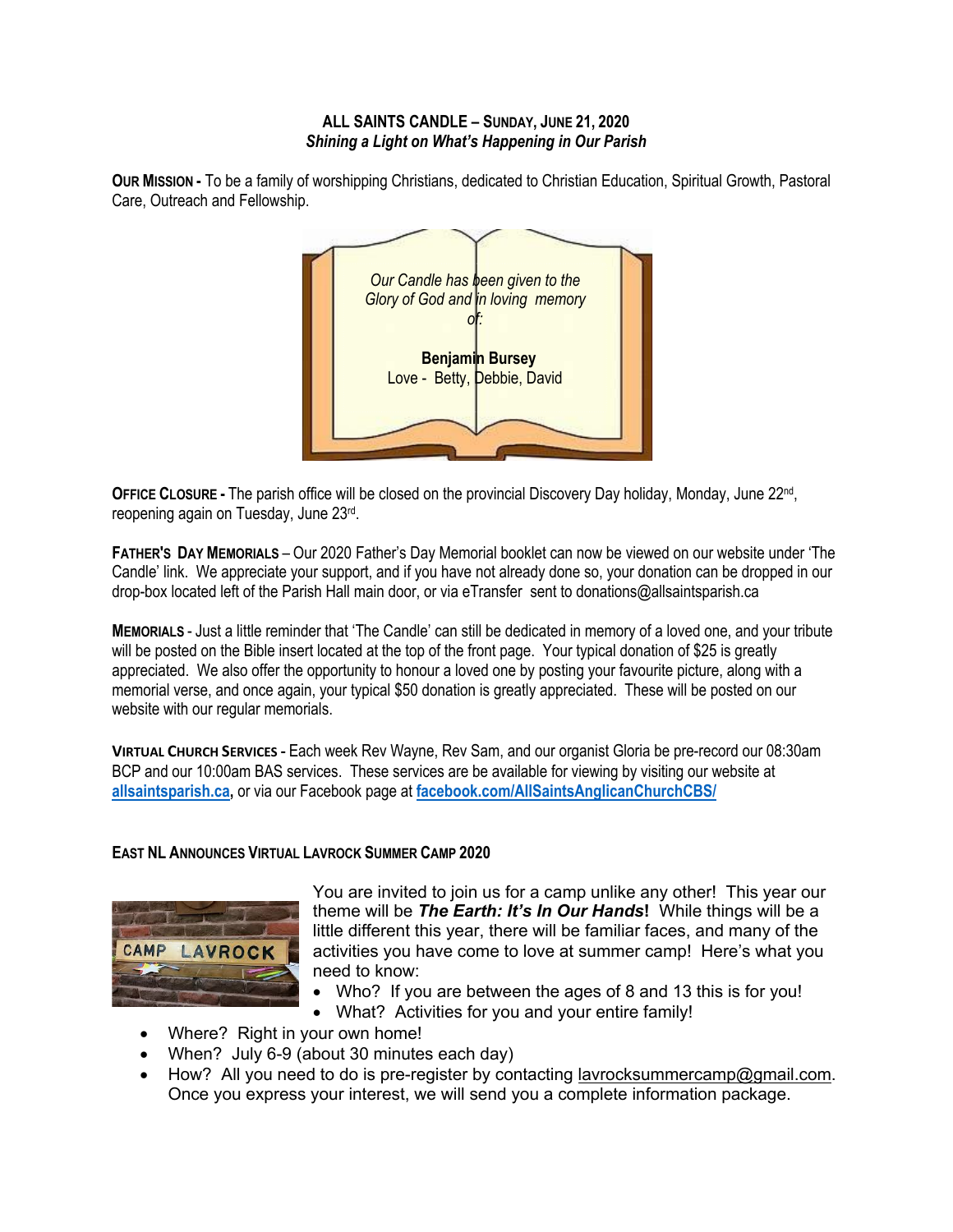**ALL SAINTS CANDLE – SUNDAY, JUNE 21, 2020**
***Shining a Light on What's Happening in Our Parish***

**OUR MISSION -** To be a family of worshipping Christians, dedicated to Christian Education, Spiritual Growth, Pastoral Care, Outreach and Fellowship.

*Our Candle has been given to the Glory of God and in loving memory of:*

**Benjamin Bursey**
Love - Betty, Debbie, David

**OFFICE CLOSURE -** The parish office will be closed on the provincial Discovery Day holiday, Monday, June 22nd, reopening again on Tuesday, June 23rd.

**FATHER'S DAY MEMORIALS** – Our 2020 Father's Day Memorial booklet can now be viewed on our website under 'The Candle' link. We appreciate your support, and if you have not already done so, your donation can be dropped in our drop-box located left of the Parish Hall main door, or via eTransfer sent to donations@allsaintsparish.ca

**MEMORIALS** - Just a little reminder that 'The Candle' can still be dedicated in memory of a loved one, and your tribute will be posted on the Bible insert located at the top of the front page. Your typical donation of $25 is greatly appreciated. We also offer the opportunity to honour a loved one by posting your favourite picture, along with a memorial verse, and once again, your typical $50 donation is greatly appreciated. These will be posted on our website with our regular memorials.

**VIRTUAL CHURCH SERVICES -** Each week Rev Wayne, Rev Sam, and our organist Gloria be pre-record our 08:30am BCP and our 10:00am BAS services. These services are be available for viewing by visiting our website at **allsaintsparish.ca**, or via our Facebook page at **facebook.com/AllSaintsAnglicanChurchCBS/**

**EAST NL ANNOUNCES VIRTUAL LAVROCK SUMMER CAMP 2020**

You are invited to join us for a camp unlike any other! This year our theme will be ***The Earth: It's In Our Hands*!** While things will be a little different this year, there will be familiar faces, and many of the activities you have come to love at summer camp! Here's what you need to know:

- Who? If you are between the ages of 8 and 13 this is for you!
- What? Activities for you and your entire family!
- Where? Right in your own home!
- When? July 6-9 (about 30 minutes each day)
- How? All you need to do is pre-register by contacting lavrocksummercamp@gmail.com. Once you express your interest, we will send you a complete information package.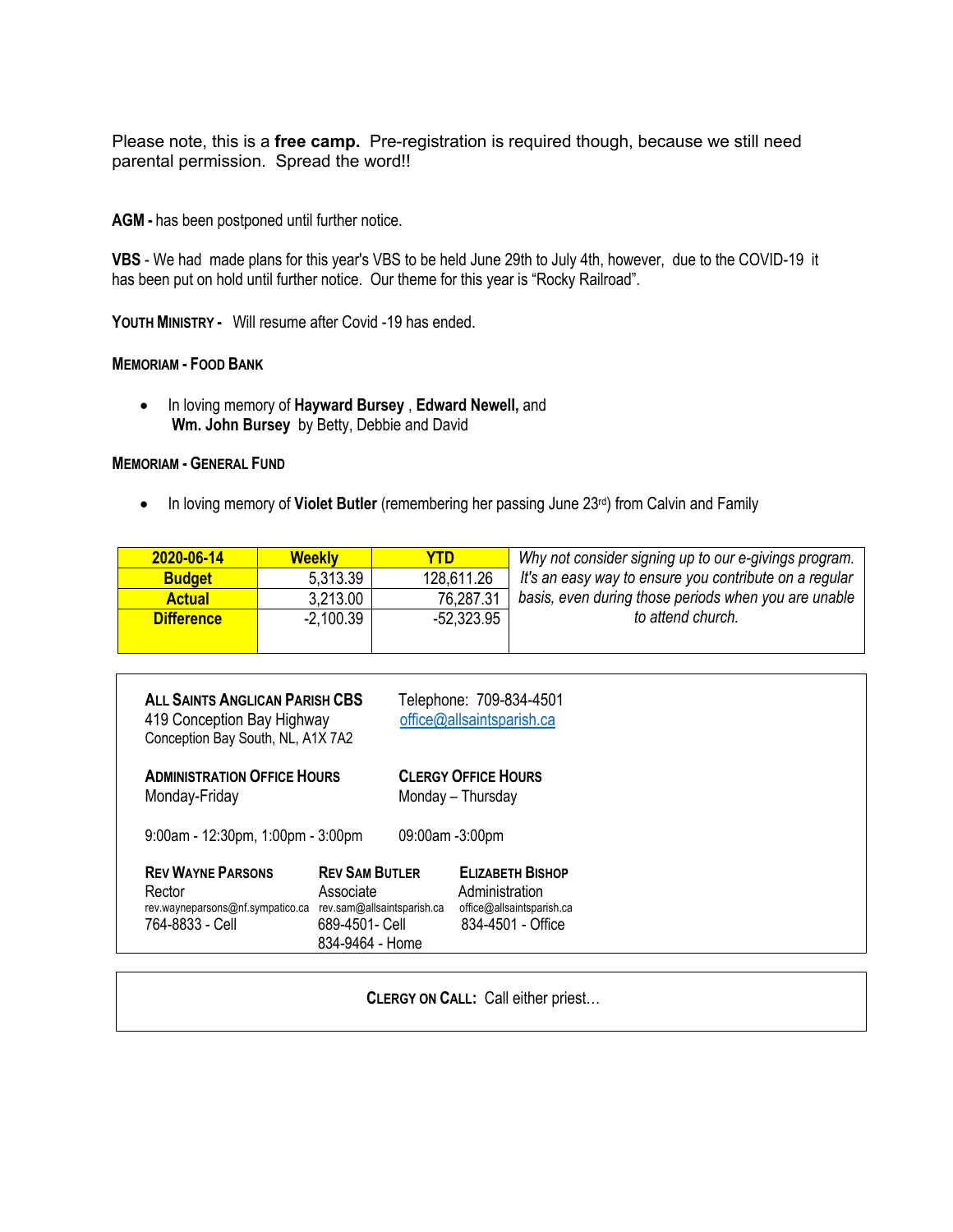Please note, this is a **free camp.** Pre-registration is required though, because we still need parental permission. Spread the word!!

**AGM -** has been postponed until further notice.

**VBS** - We had made plans for this year's VBS to be held June 29th to July 4th, however, due to the COVID-19 it has been put on hold until further notice. Our theme for this year is "Rocky Railroad".

**YOUTH MINISTRY -** Will resume after Covid -19 has ended.

**MEMORIAM - FOOD BANK**

- In loving memory of **Hayward Bursey** , **Edward Newell,** and **Wm. John Bursey** by Betty, Debbie and David

**MEMORIAM - GENERAL FUND**

- In loving memory of **Violet Butler** (remembering her passing June 23rd) from Calvin and Family

| 2020-06-14 | Weekly | YTD |
|---|---|---|
| **Budget** | 5,313.39 | 128,611.26 |
| **Actual** | 3,213.00 | 76,287.31 |
| **Difference** | -2,100.39 | -52,323.95 |

*Why not consider signing up to our e-givings program. It's an easy way to ensure you contribute on a regular basis, even during those periods when you are unable to attend church.*

**ALL SAINTS ANGLICAN PARISH CBS**
419 Conception Bay Highway
Conception Bay South, NL, A1X 7A2

Telephone: 709-834-4501
office@allsaintsparish.ca

**ADMINISTRATION OFFICE HOURS**
Monday-Friday
9:00am - 12:30pm, 1:00pm - 3:00pm

**CLERGY OFFICE HOURS**
Monday – Thursday
09:00am -3:00pm

**REV WAYNE PARSONS**
Rector
rev.wayneparsons@nf.sympatico.ca
764-8833 - Cell

**REV SAM BUTLER**
Associate
rev.sam@allsaintsparish.ca
689-4501- Cell
834-9464 - Home

**ELIZABETH BISHOP**
Administration
office@allsaintsparish.ca
834-4501 - Office

**CLERGY ON CALL:** Call either priest…